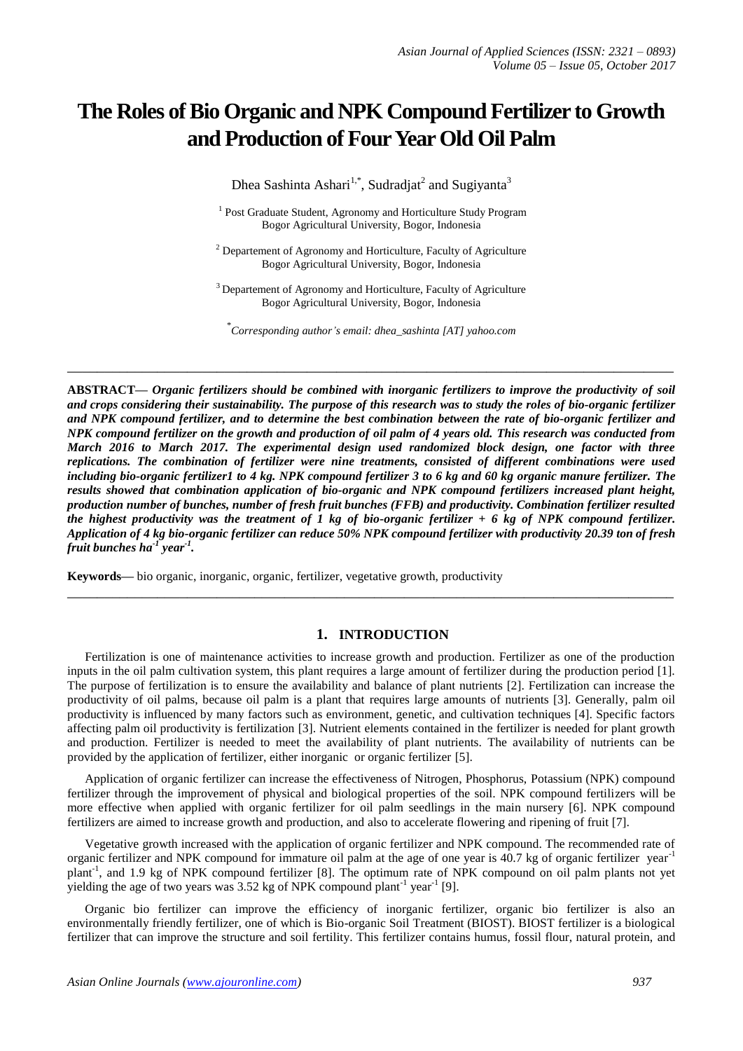# The Roles of Bio Organic and NPK Compound Fertilizer to Growth and Production of Four Year Old Oil Palm

Dhea Sashinta Ashari[1,*], Sudradjat[2] and Sugiyanta[3]

[1] Post Graduate Student, Agronomy and Horticulture Study Program
Bogor Agricultural University, Bogor, Indonesia

[2] Departement of Agronomy and Horticulture, Faculty of Agriculture
Bogor Agricultural University, Bogor, Indonesia

[3] Departement of Agronomy and Horticulture, Faculty of Agriculture
Bogor Agricultural University, Bogor, Indonesia

[*] *Corresponding author's email: dhea_sashinta [AT] yahoo.com*

---

**ABSTRACT—** ***Organic fertilizers should be combined with inorganic fertilizers to improve the productivity of soil and crops considering their sustainability. The purpose of this research was to study the roles of bio-organic fertilizer and NPK compound fertilizer, and to determine the best combination between the rate of bio-organic fertilizer and NPK compound fertilizer on the growth and production of oil palm of 4 years old. This research was conducted from March 2016 to March 2017. The experimental design used randomized block design, one factor with three replications. The combination of fertilizer were nine treatments, consisted of different combinations were used including bio-organic fertilizer1 to 4 kg. NPK compound fertilizer 3 to 6 kg and 60 kg organic manure fertilizer. The results showed that combination application of bio-organic and NPK compound fertilizers increased plant height, production number of bunches, number of fresh fruit bunches (FFB) and productivity. Combination fertilizer resulted the highest productivity was the treatment of 1 kg of bio-organic fertilizer + 6 kg of NPK compound fertilizer. Application of 4 kg bio-organic fertilizer can reduce 50% NPK compound fertilizer with productivity 20.39 ton of fresh fruit bunches ha$^{-1}$ year$^{-1}$.***

**Keywords—** bio organic, inorganic, organic, fertilizer, vegetative growth, productivity

---

## 1. INTRODUCTION

Fertilization is one of maintenance activities to increase growth and production. Fertilizer as one of the production inputs in the oil palm cultivation system, this plant requires a large amount of fertilizer during the production period [1]. The purpose of fertilization is to ensure the availability and balance of plant nutrients [2]. Fertilization can increase the productivity of oil palms, because oil palm is a plant that requires large amounts of nutrients [3]. Generally, palm oil productivity is influenced by many factors such as environment, genetic, and cultivation techniques [4]. Specific factors affecting palm oil productivity is fertilization [3]. Nutrient elements contained in the fertilizer is needed for plant growth and production. Fertilizer is needed to meet the availability of plant nutrients. The availability of nutrients can be provided by the application of fertilizer, either inorganic or organic fertilizer [5].

Application of organic fertilizer can increase the effectiveness of Nitrogen, Phosphorus, Potassium (NPK) compound fertilizer through the improvement of physical and biological properties of the soil. NPK compound fertilizers will be more effective when applied with organic fertilizer for oil palm seedlings in the main nursery [6]. NPK compound fertilizers are aimed to increase growth and production, and also to accelerate flowering and ripening of fruit [7].

Vegetative growth increased with the application of organic fertilizer and NPK compound. The recommended rate of organic fertilizer and NPK compound for immature oil palm at the age of one year is 40.7 kg of organic fertilizer year$^{-1}$ plant$^{-1}$, and 1.9 kg of NPK compound fertilizer [8]. The optimum rate of NPK compound on oil palm plants not yet yielding the age of two years was 3.52 kg of NPK compound plant$^{-1}$ year$^{-1}$ [9].

Organic bio fertilizer can improve the efficiency of inorganic fertilizer, organic bio fertilizer is also an environmentally friendly fertilizer, one of which is Bio-organic Soil Treatment (BIOST). BIOST fertilizer is a biological fertilizer that can improve the structure and soil fertility. This fertilizer contains humus, fossil flour, natural protein, and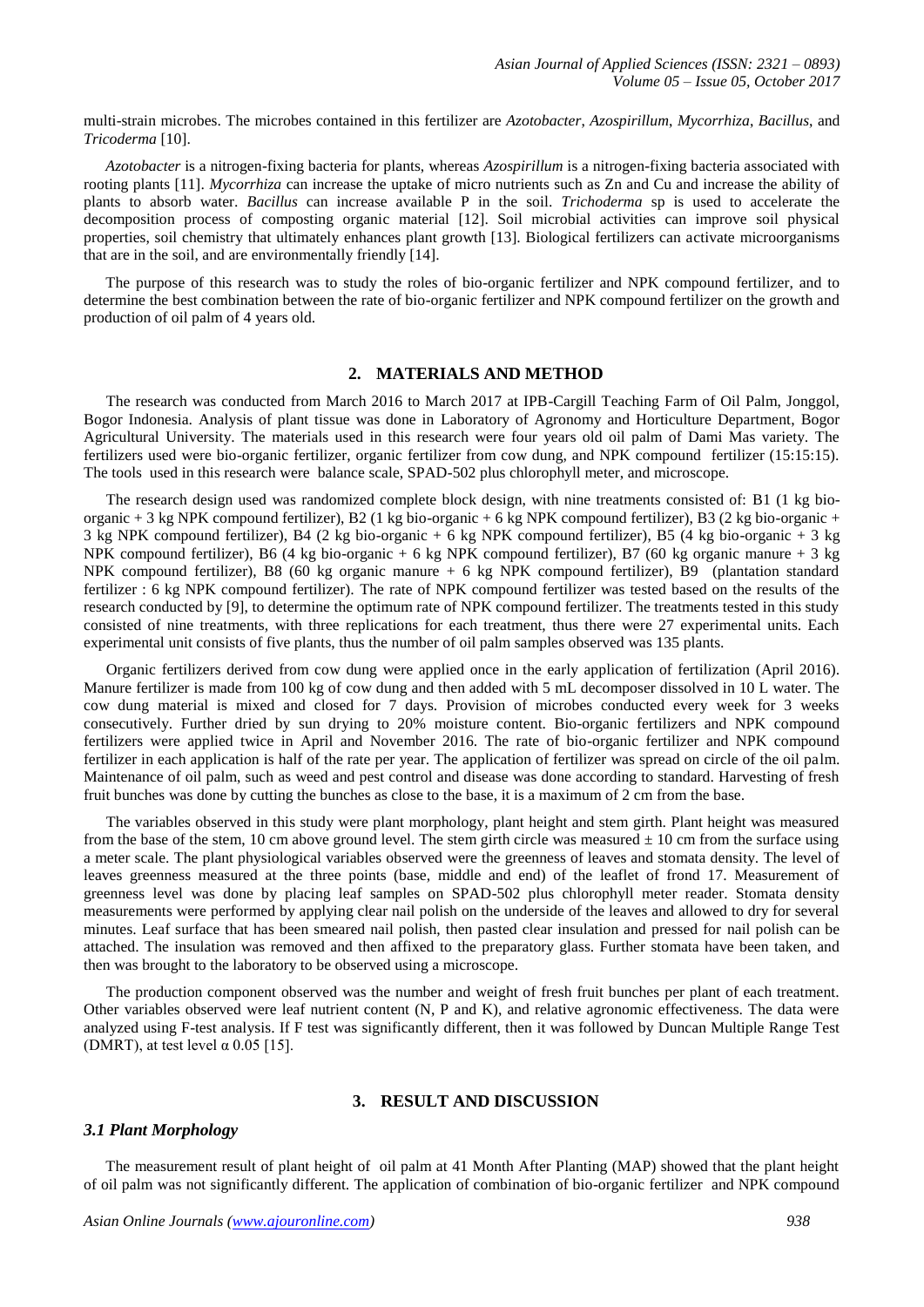multi-strain microbes. The microbes contained in this fertilizer are *Azotobacter*, *Azospirillum*, *Mycorrhiza*, *Bacillus*, and *Tricoderma* [10].

*Azotobacter* is a nitrogen-fixing bacteria for plants, whereas *Azospirillum* is a nitrogen-fixing bacteria associated with rooting plants [11]. *Mycorrhiza* can increase the uptake of micro nutrients such as Zn and Cu and increase the ability of plants to absorb water. *Bacillus* can increase available P in the soil. *Trichoderma* sp is used to accelerate the decomposition process of composting organic material [12]. Soil microbial activities can improve soil physical properties, soil chemistry that ultimately enhances plant growth [13]. Biological fertilizers can activate microorganisms that are in the soil, and are environmentally friendly [14].

The purpose of this research was to study the roles of bio-organic fertilizer and NPK compound fertilizer, and to determine the best combination between the rate of bio-organic fertilizer and NPK compound fertilizer on the growth and production of oil palm of 4 years old.

## 2. MATERIALS AND METHOD

The research was conducted from March 2016 to March 2017 at IPB-Cargill Teaching Farm of Oil Palm, Jonggol, Bogor Indonesia. Analysis of plant tissue was done in Laboratory of Agronomy and Horticulture Department, Bogor Agricultural University. The materials used in this research were four years old oil palm of Dami Mas variety. The fertilizers used were bio-organic fertilizer, organic fertilizer from cow dung, and NPK compound fertilizer (15:15:15). The tools used in this research were balance scale, SPAD-502 plus chlorophyll meter, and microscope.

The research design used was randomized complete block design, with nine treatments consisted of: B1 (1 kg bio-organic + 3 kg NPK compound fertilizer), B2 (1 kg bio-organic + 6 kg NPK compound fertilizer), B3 (2 kg bio-organic + 3 kg NPK compound fertilizer), B4 (2 kg bio-organic + 6 kg NPK compound fertilizer), B5 (4 kg bio-organic + 3 kg NPK compound fertilizer), B6 (4 kg bio-organic + 6 kg NPK compound fertilizer), B7 (60 kg organic manure + 3 kg NPK compound fertilizer), B8 (60 kg organic manure + 6 kg NPK compound fertilizer), B9 (plantation standard fertilizer : 6 kg NPK compound fertilizer). The rate of NPK compound fertilizer was tested based on the results of the research conducted by [9], to determine the optimum rate of NPK compound fertilizer. The treatments tested in this study consisted of nine treatments, with three replications for each treatment, thus there were 27 experimental units. Each experimental unit consists of five plants, thus the number of oil palm samples observed was 135 plants.

Organic fertilizers derived from cow dung were applied once in the early application of fertilization (April 2016). Manure fertilizer is made from 100 kg of cow dung and then added with 5 mL decomposer dissolved in 10 L water. The cow dung material is mixed and closed for 7 days. Provision of microbes conducted every week for 3 weeks consecutively. Further dried by sun drying to 20% moisture content. Bio-organic fertilizers and NPK compound fertilizers were applied twice in April and November 2016. The rate of bio-organic fertilizer and NPK compound fertilizer in each application is half of the rate per year. The application of fertilizer was spread on circle of the oil palm. Maintenance of oil palm, such as weed and pest control and disease was done according to standard. Harvesting of fresh fruit bunches was done by cutting the bunches as close to the base, it is a maximum of 2 cm from the base.

The variables observed in this study were plant morphology, plant height and stem girth. Plant height was measured from the base of the stem, 10 cm above ground level. The stem girth circle was measured ± 10 cm from the surface using a meter scale. The plant physiological variables observed were the greenness of leaves and stomata density. The level of leaves greenness measured at the three points (base, middle and end) of the leaflet of frond 17. Measurement of greenness level was done by placing leaf samples on SPAD-502 plus chlorophyll meter reader. Stomata density measurements were performed by applying clear nail polish on the underside of the leaves and allowed to dry for several minutes. Leaf surface that has been smeared nail polish, then pasted clear insulation and pressed for nail polish can be attached. The insulation was removed and then affixed to the preparatory glass. Further stomata have been taken, and then was brought to the laboratory to be observed using a microscope.

The production component observed was the number and weight of fresh fruit bunches per plant of each treatment. Other variables observed were leaf nutrient content (N, P and K), and relative agronomic effectiveness. The data were analyzed using F-test analysis. If F test was significantly different, then it was followed by Duncan Multiple Range Test (DMRT), at test level $\alpha$ 0.05 [15].

## 3. RESULT AND DISCUSSION

### *3.1 Plant Morphology*

The measurement result of plant height of oil palm at 41 Month After Planting (MAP) showed that the plant height of oil palm was not significantly different. The application of combination of bio-organic fertilizer and NPK compound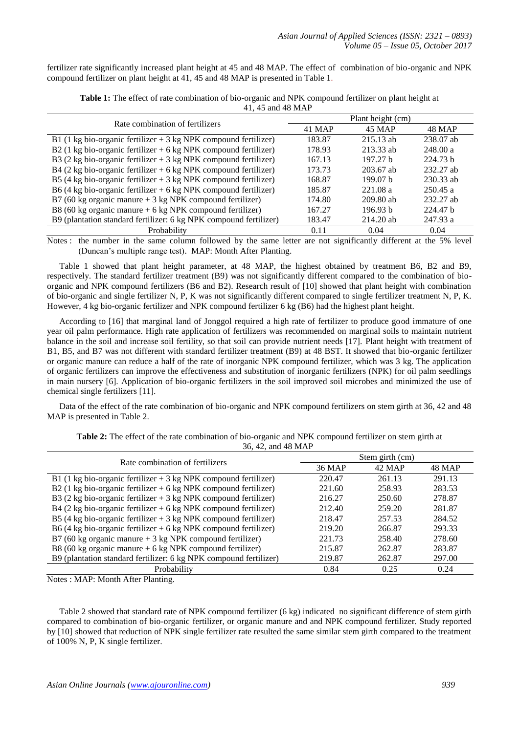fertilizer rate significantly increased plant height at 45 and 48 MAP. The effect of combination of bio-organic and NPK compound fertilizer on plant height at 41, 45 and 48 MAP is presented in Table 1.

**Table 1:** The effect of rate combination of bio-organic and NPK compound fertilizer on plant height at 41, 45 and 48 MAP

| Rate combination of fertilizers | Plant height (cm) | | |
|---|---|---|---|
| | 41 MAP | 45 MAP | 48 MAP |
| B1 (1 kg bio-organic fertilizer + 3 kg NPK compound fertilizer) | 183.87 | 215.13 ab | 238.07 ab |
| B2 (1 kg bio-organic fertilizer + 6 kg NPK compound fertilizer) | 178.93 | 213.33 ab | 248.00 a |
| B3 (2 kg bio-organic fertilizer + 3 kg NPK compound fertilizer) | 167.13 | 197.27 b | 224.73 b |
| B4 (2 kg bio-organic fertilizer + 6 kg NPK compound fertilizer) | 173.73 | 203.67 ab | 232.27 ab |
| B5 (4 kg bio-organic fertilizer + 3 kg NPK compound fertilizer) | 168.87 | 199.07 b | 230.33 ab |
| B6 (4 kg bio-organic fertilizer + 6 kg NPK compound fertilizer) | 185.87 | 221.08 a | 250.45 a |
| B7 (60 kg organic manure + 3 kg NPK compound fertilizer) | 174.80 | 209.80 ab | 232.27 ab |
| B8 (60 kg organic manure + 6 kg NPK compound fertilizer) | 167.27 | 196.93 b | 224.47 b |
| B9 (plantation standard fertilizer: 6 kg NPK compound fertilizer) | 183.47 | 214.20 ab | 247.93 a |
| Probability | 0.11 | 0.04 | 0.04 |

Notes : the number in the same column followed by the same letter are not significantly different at the 5% level (Duncan's multiple range test). MAP: Month After Planting.

Table 1 showed that plant height parameter, at 48 MAP, the highest obtained by treatment B6, B2 and B9, respectively. The standard fertilizer treatment (B9) was not significantly different compared to the combination of bio-organic and NPK compound fertilizers (B6 and B2). Research result of [10] showed that plant height with combination of bio-organic and single fertilizer N, P, K was not significantly different compared to single fertilizer treatment N, P, K. However, 4 kg bio-organic fertilizer and NPK compound fertilizer 6 kg (B6) had the highest plant height.

According to [16] that marginal land of Jonggol required a high rate of fertilizer to produce good immature of one year oil palm performance. High rate application of fertilizers was recommended on marginal soils to maintain nutrient balance in the soil and increase soil fertility, so that soil can provide nutrient needs [17]. Plant height with treatment of B1, B5, and B7 was not different with standard fertilizer treatment (B9) at 48 BST. It showed that bio-organic fertilizer or organic manure can reduce a half of the rate of inorganic NPK compound fertilizer, which was 3 kg. The application of organic fertilizers can improve the effectiveness and substitution of inorganic fertilizers (NPK) for oil palm seedlings in main nursery [6]. Application of bio-organic fertilizers in the soil improved soil microbes and minimized the use of chemical single fertilizers [11].

Data of the effect of the rate combination of bio-organic and NPK compound fertilizers on stem girth at 36, 42 and 48 MAP is presented in Table 2.

**Table 2:** The effect of the rate combination of bio-organic and NPK compound fertilizer on stem girth at 36, 42, and 48 MAP

| Rate combination of fertilizers | Stem girth (cm) | | |
|---|---|---|---|
| | 36 MAP | 42 MAP | 48 MAP |
| B1 (1 kg bio-organic fertilizer + 3 kg NPK compound fertilizer) | 220.47 | 261.13 | 291.13 |
| B2 (1 kg bio-organic fertilizer + 6 kg NPK compound fertilizer) | 221.60 | 258.93 | 283.53 |
| B3 (2 kg bio-organic fertilizer + 3 kg NPK compound fertilizer) | 216.27 | 250.60 | 278.87 |
| B4 (2 kg bio-organic fertilizer + 6 kg NPK compound fertilizer) | 212.40 | 259.20 | 281.87 |
| B5 (4 kg bio-organic fertilizer + 3 kg NPK compound fertilizer) | 218.47 | 257.53 | 284.52 |
| B6 (4 kg bio-organic fertilizer + 6 kg NPK compound fertilizer) | 219.20 | 266.87 | 293.33 |
| B7 (60 kg organic manure + 3 kg NPK compound fertilizer) | 221.73 | 258.40 | 278.60 |
| B8 (60 kg organic manure + 6 kg NPK compound fertilizer) | 215.87 | 262.87 | 283.87 |
| B9 (plantation standard fertilizer: 6 kg NPK compound fertilizer) | 219.87 | 262.87 | 297.00 |
| Probability | 0.84 | 0.25 | 0.24 |

Notes : MAP: Month After Planting.

Table 2 showed that standard rate of NPK compound fertilizer (6 kg) indicated no significant difference of stem girth compared to combination of bio-organic fertilizer, or organic manure and and NPK compound fertilizer. Study reported by [10] showed that reduction of NPK single fertilizer rate resulted the same similar stem girth compared to the treatment of 100% N, P, K single fertilizer.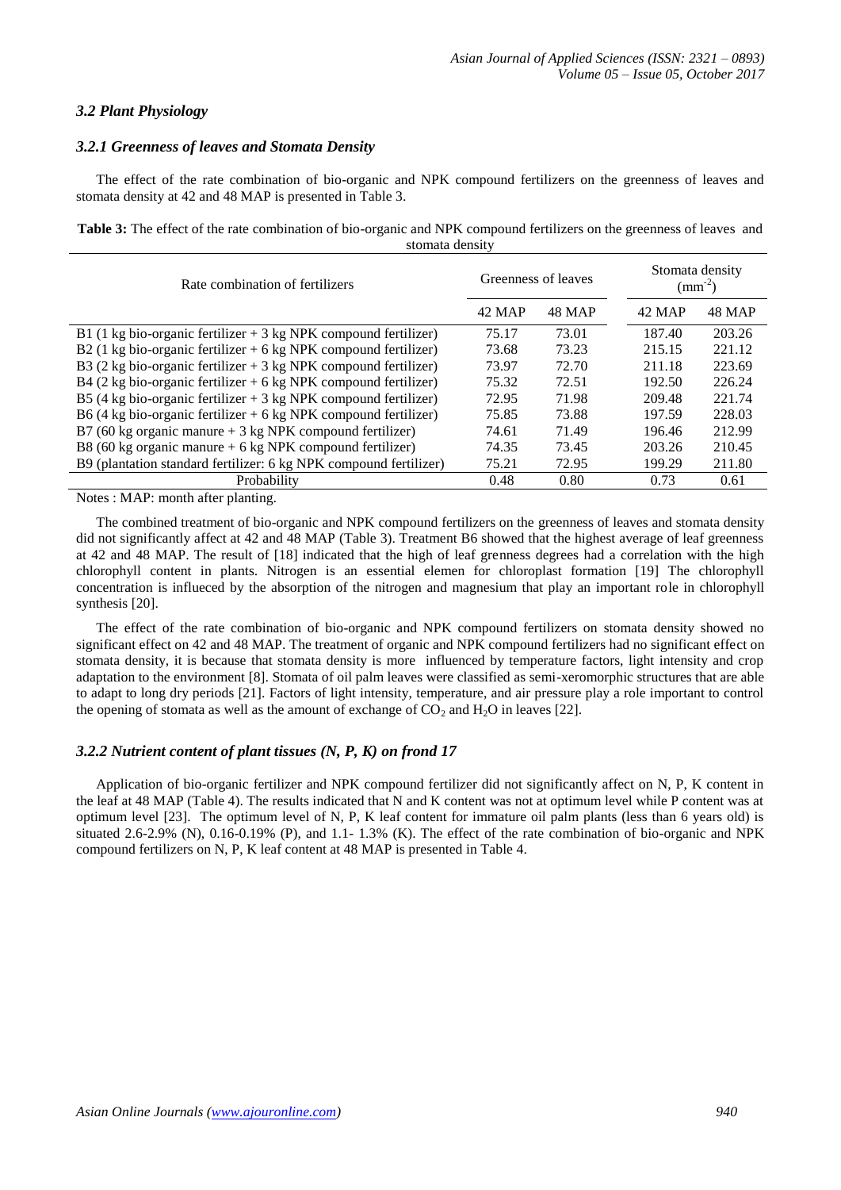### *3.2 Plant Physiology*

#### *3.2.1 Greenness of leaves and Stomata Density*

The effect of the rate combination of bio-organic and NPK compound fertilizers on the greenness of leaves and stomata density at 42 and 48 MAP is presented in Table 3.

**Table 3:** The effect of the rate combination of bio-organic and NPK compound fertilizers on the greenness of leaves and stomata density

| Rate combination of fertilizers | Greenness of leaves | | Stomata density ($mm^{-2}$) | |
|---|---|---|---|---|
| | 42 MAP | 48 MAP | 42 MAP | 48 MAP |
| B1 (1 kg bio-organic fertilizer + 3 kg NPK compound fertilizer) | 75.17 | 73.01 | 187.40 | 203.26 |
| B2 (1 kg bio-organic fertilizer + 6 kg NPK compound fertilizer) | 73.68 | 73.23 | 215.15 | 221.12 |
| B3 (2 kg bio-organic fertilizer + 3 kg NPK compound fertilizer) | 73.97 | 72.70 | 211.18 | 223.69 |
| B4 (2 kg bio-organic fertilizer + 6 kg NPK compound fertilizer) | 75.32 | 72.51 | 192.50 | 226.24 |
| B5 (4 kg bio-organic fertilizer + 3 kg NPK compound fertilizer) | 72.95 | 71.98 | 209.48 | 221.74 |
| B6 (4 kg bio-organic fertilizer + 6 kg NPK compound fertilizer) | 75.85 | 73.88 | 197.59 | 228.03 |
| B7 (60 kg organic manure + 3 kg NPK compound fertilizer) | 74.61 | 71.49 | 196.46 | 212.99 |
| B8 (60 kg organic manure + 6 kg NPK compound fertilizer) | 74.35 | 73.45 | 203.26 | 210.45 |
| B9 (plantation standard fertilizer: 6 kg NPK compound fertilizer) | 75.21 | 72.95 | 199.29 | 211.80 |
| Probability | 0.48 | 0.80 | 0.73 | 0.61 |

Notes : MAP: month after planting.

The combined treatment of bio-organic and NPK compound fertilizers on the greenness of leaves and stomata density did not significantly affect at 42 and 48 MAP (Table 3). Treatment B6 showed that the highest average of leaf greenness at 42 and 48 MAP. The result of [18] indicated that the high of leaf grenness degrees had a correlation with the high chlorophyll content in plants. Nitrogen is an essential elemen for chloroplast formation [19] The chlorophyll concentration is influeced by the absorption of the nitrogen and magnesium that play an important role in chlorophyll synthesis [20].

The effect of the rate combination of bio-organic and NPK compound fertilizers on stomata density showed no significant effect on 42 and 48 MAP. The treatment of organic and NPK compound fertilizers had no significant effect on stomata density, it is because that stomata density is more influenced by temperature factors, light intensity and crop adaptation to the environment [8]. Stomata of oil palm leaves were classified as semi-xeromorphic structures that are able to adapt to long dry periods [21]. Factors of light intensity, temperature, and air pressure play a role important to control the opening of stomata as well as the amount of exchange of $CO_2$ and $H_2O$ in leaves [22].

#### *3.2.2 Nutrient content of plant tissues (N, P, K) on frond 17*

Application of bio-organic fertilizer and NPK compound fertilizer did not significantly affect on N, P, K content in the leaf at 48 MAP (Table 4). The results indicated that N and K content was not at optimum level while P content was at optimum level [23]. The optimum level of N, P, K leaf content for immature oil palm plants (less than 6 years old) is situated 2.6-2.9% (N), 0.16-0.19% (P), and 1.1- 1.3% (K). The effect of the rate combination of bio-organic and NPK compound fertilizers on N, P, K leaf content at 48 MAP is presented in Table 4.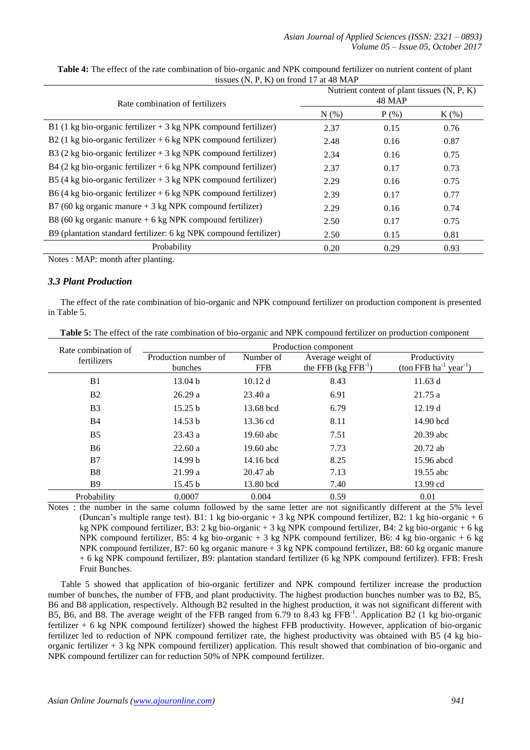**Table 4:** The effect of the rate combination of bio-organic and NPK compound fertilizer on nutrient content of plant tissues (N, P, K) on frond 17 at 48 MAP

| Rate combination of fertilizers | Nutrient content of plant tissues (N, P, K) 48 MAP | | |
|---|---|---|---|
| | N (%) | P (%) | K (%) |
| B1 (1 kg bio-organic fertilizer + 3 kg NPK compound fertilizer) | 2.37 | 0.15 | 0.76 |
| B2 (1 kg bio-organic fertilizer + 6 kg NPK compound fertilizer) | 2.48 | 0.16 | 0.87 |
| B3 (2 kg bio-organic fertilizer + 3 kg NPK compound fertilizer) | 2.34 | 0.16 | 0.75 |
| B4 (2 kg bio-organic fertilizer + 6 kg NPK compound fertilizer) | 2.37 | 0.17 | 0.73 |
| B5 (4 kg bio-organic fertilizer + 3 kg NPK compound fertilizer) | 2.29 | 0.16 | 0.75 |
| B6 (4 kg bio-organic fertilizer + 6 kg NPK compound fertilizer) | 2.39 | 0.17 | 0.77 |
| B7 (60 kg organic manure + 3 kg NPK compound fertilizer) | 2.29 | 0.16 | 0.74 |
| B8 (60 kg organic manure + 6 kg NPK compound fertilizer) | 2.50 | 0.17 | 0.75 |
| B9 (plantation standard fertilizer: 6 kg NPK compound fertilizer) | 2.50 | 0.15 | 0.81 |
| Probability | 0.20 | 0.29 | 0.93 |

Notes : MAP: month after planting.

### *3.3 Plant Production*

The effect of the rate combination of bio-organic and NPK compound fertilizer on production component is presented in Table 5.

**Table 5:** The effect of the rate combination of bio-organic and NPK compound fertilizer on production component

| Rate combination of fertilizers | Production component | | | |
|---|---|---|---|---|
| | Production number of bunches | Number of FFB | Average weight of the FFB (kg $FFB^{-1}$) | Productivity (ton FFB $ha^{-1}$ $year^{-1}$) |
| B1 | 13.04 b | 10.12 d | 8.43 | 11.63 d |
| B2 | 26.29 a | 23.40 a | 6.91 | 21.75 a |
| B3 | 15.25 b | 13.68 bcd | 6.79 | 12.19 d |
| B4 | 14.53 b | 13.36 cd | 8.11 | 14.90 bcd |
| B5 | 23.43 a | 19.60 abc | 7.51 | 20.39 abc |
| B6 | 22.60 a | 19.60 abc | 7.73 | 20.72 ab |
| B7 | 14.99 b | 14.16 bcd | 8.25 | 15.96 abcd |
| B8 | 21.99 a | 20.47 ab | 7.13 | 19.55 abc |
| B9 | 15.45 b | 13.80 bcd | 7.40 | 13.99 cd |
| Probability | 0.0007 | 0.004 | 0.59 | 0.01 |

Notes : the number in the same column followed by the same letter are not significantly different at the 5% level (Duncan's multiple range test). B1: 1 kg bio-organic + 3 kg NPK compound fertilizer, B2: 1 kg bio-organic + 6 kg NPK compound fertilizer, B3: 2 kg bio-organic + 3 kg NPK compound fertilizer, B4: 2 kg bio-organic + 6 kg NPK compound fertilizer, B5: 4 kg bio-organic + 3 kg NPK compound fertilizer, B6: 4 kg bio-organic + 6 kg NPK compound fertilizer, B7: 60 kg organic manure + 3 kg NPK compound fertilizer, B8: 60 kg organic manure + 6 kg NPK compound fertilizer, B9: plantation standard fertilizer (6 kg NPK compound fertilizer). FFB: Fresh Fruit Bunches.

Table 5 showed that application of bio-organic fertilizer and NPK compound fertilizer increase the production number of bunches, the number of FFB, and plant productivity. The highest production bunches number was to B2, B5, B6 and B8 application, respectively. Although B2 resulted in the highest production, it was not significant different with B5, B6, and B8. The average weight of the FFB ranged from 6.79 to 8.43 kg $FFB^{-1}$. Application B2 (1 kg bio-organic fertilizer + 6 kg NPK compound fertilizer) showed the highest FFB productivity. However, application of bio-organic fertilizer led to reduction of NPK compound fertilizer rate, the highest productivity was obtained with B5 (4 kg bio-organic fertilizer + 3 kg NPK compound fertilizer) application. This result showed that combination of bio-organic and NPK compound fertilizer can for reduction 50% of NPK compound fertilizer.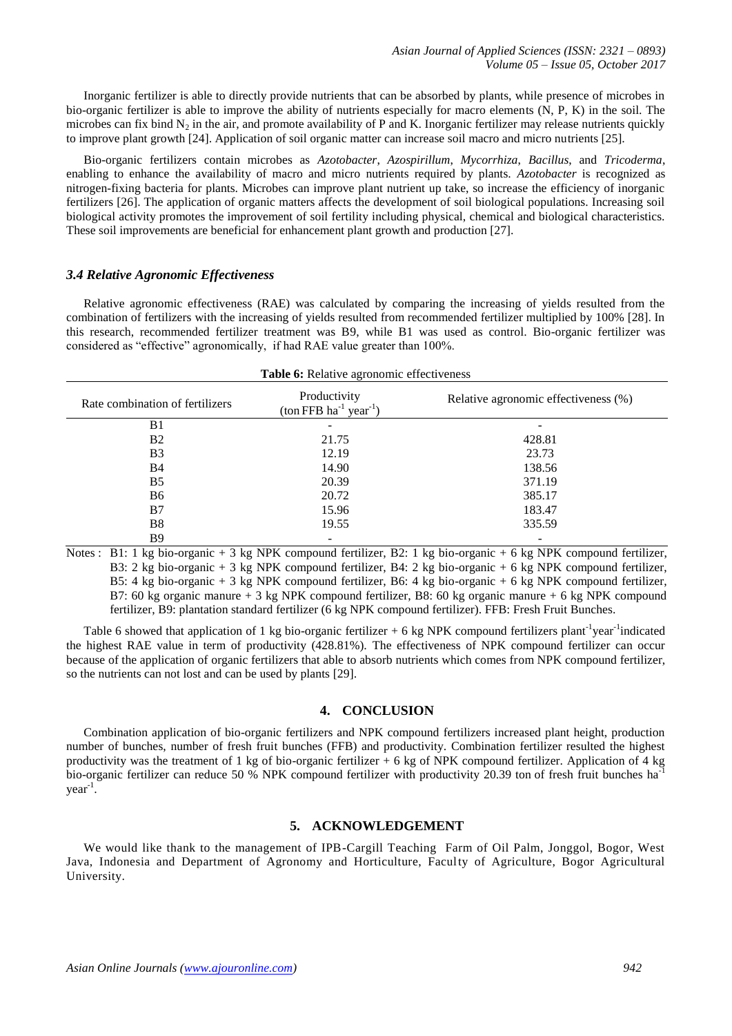Inorganic fertilizer is able to directly provide nutrients that can be absorbed by plants, while presence of microbes in bio-organic fertilizer is able to improve the ability of nutrients especially for macro elements (N, P, K) in the soil. The microbes can fix bind $N_2$ in the air, and promote availability of P and K. Inorganic fertilizer may release nutrients quickly to improve plant growth [24]. Application of soil organic matter can increase soil macro and micro nutrients [25].

Bio-organic fertilizers contain microbes as *Azotobacter*, *Azospirillum*, *Mycorrhiza*, *Bacillus*, and *Tricoderma*, enabling to enhance the availability of macro and micro nutrients required by plants. *Azotobacter* is recognized as nitrogen-fixing bacteria for plants. Microbes can improve plant nutrient up take, so increase the efficiency of inorganic fertilizers [26]. The application of organic matters affects the development of soil biological populations. Increasing soil biological activity promotes the improvement of soil fertility including physical, chemical and biological characteristics. These soil improvements are beneficial for enhancement plant growth and production [27].

### *3.4 Relative Agronomic Effectiveness*

Relative agronomic effectiveness (RAE) was calculated by comparing the increasing of yields resulted from the combination of fertilizers with the increasing of yields resulted from recommended fertilizer multiplied by 100% [28]. In this research, recommended fertilizer treatment was B9, while B1 was used as control. Bio-organic fertilizer was considered as "effective" agronomically, if had RAE value greater than 100%.

**Table 6:** Relative agronomic effectiveness

| Rate combination of fertilizers | Productivity (ton FFB $ha^{-1}$ $year^{-1}$) | Relative agronomic effectiveness (%) |
|---|---|---|
| B1 | - | - |
| B2 | 21.75 | 428.81 |
| B3 | 12.19 | 23.73 |
| B4 | 14.90 | 138.56 |
| B5 | 20.39 | 371.19 |
| B6 | 20.72 | 385.17 |
| B7 | 15.96 | 183.47 |
| B8 | 19.55 | 335.59 |
| B9 | - | - |

Notes : B1: 1 kg bio-organic + 3 kg NPK compound fertilizer, B2: 1 kg bio-organic + 6 kg NPK compound fertilizer, B3: 2 kg bio-organic + 3 kg NPK compound fertilizer, B4: 2 kg bio-organic + 6 kg NPK compound fertilizer, B5: 4 kg bio-organic + 3 kg NPK compound fertilizer, B6: 4 kg bio-organic + 6 kg NPK compound fertilizer, B7: 60 kg organic manure + 3 kg NPK compound fertilizer, B8: 60 kg organic manure + 6 kg NPK compound fertilizer, B9: plantation standard fertilizer (6 kg NPK compound fertilizer). FFB: Fresh Fruit Bunches.

Table 6 showed that application of 1 kg bio-organic fertilizer + 6 kg NPK compound fertilizers $plant^{-1}year^{-1}$indicated the highest RAE value in term of productivity (428.81%). The effectiveness of NPK compound fertilizer can occur because of the application of organic fertilizers that able to absorb nutrients which comes from NPK compound fertilizer, so the nutrients can not lost and can be used by plants [29].

## 4. CONCLUSION

Combination application of bio-organic fertilizers and NPK compound fertilizers increased plant height, production number of bunches, number of fresh fruit bunches (FFB) and productivity. Combination fertilizer resulted the highest productivity was the treatment of 1 kg of bio-organic fertilizer + 6 kg of NPK compound fertilizer. Application of 4 kg bio-organic fertilizer can reduce 50 % NPK compound fertilizer with productivity 20.39 ton of fresh fruit bunches $ha^{-1}$ $year^{-1}$.

## 5. ACKNOWLEDGEMENT

We would like thank to the management of IPB-Cargill Teaching Farm of Oil Palm, Jonggol, Bogor, West Java, Indonesia and Department of Agronomy and Horticulture, Faculty of Agriculture, Bogor Agricultural University.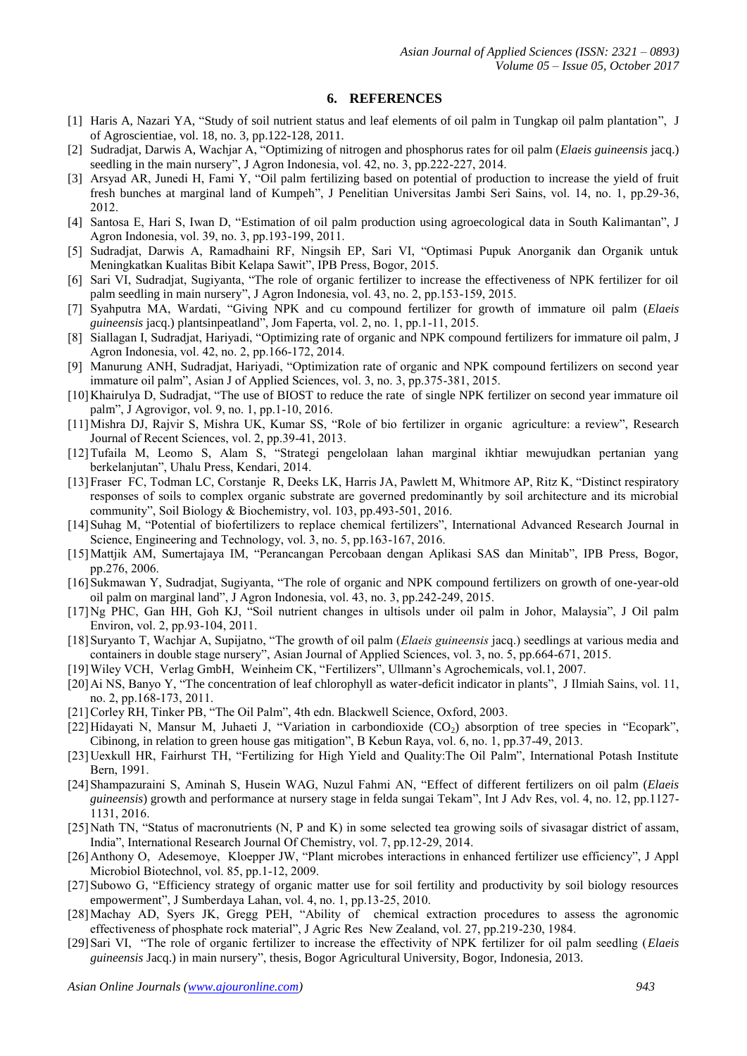## 6. REFERENCES

[1] Haris A, Nazari YA, "Study of soil nutrient status and leaf elements of oil palm in Tungkap oil palm plantation", J of Agroscientiae, vol. 18, no. 3, pp.122-128, 2011.

[2] Sudradjat, Darwis A, Wachjar A, "Optimizing of nitrogen and phosphorus rates for oil palm (*Elaeis guineensis* jacq.) seedling in the main nursery", J Agron Indonesia, vol. 42, no. 3, pp.222-227, 2014.

[3] Arsyad AR, Junedi H, Fami Y, "Oil palm fertilizing based on potential of production to increase the yield of fruit fresh bunches at marginal land of Kumpeh", J Penelitian Universitas Jambi Seri Sains, vol. 14, no. 1, pp.29-36, 2012.

[4] Santosa E, Hari S, Iwan D, "Estimation of oil palm production using agroecological data in South Kalimantan", J Agron Indonesia, vol. 39, no. 3, pp.193-199, 2011.

[5] Sudradjat, Darwis A, Ramadhaini RF, Ningsih EP, Sari VI, "Optimasi Pupuk Anorganik dan Organik untuk Meningkatkan Kualitas Bibit Kelapa Sawit", IPB Press, Bogor, 2015.

[6] Sari VI, Sudradjat, Sugiyanta, "The role of organic fertilizer to increase the effectiveness of NPK fertilizer for oil palm seedling in main nursery", J Agron Indonesia, vol. 43, no. 2, pp.153-159, 2015.

[7] Syahputra MA, Wardati, "Giving NPK and cu compound fertilizer for growth of immature oil palm (*Elaeis guineensis* jacq.) plantsinpeatland", Jom Faperta, vol. 2, no. 1, pp.1-11, 2015.

[8] Siallagan I, Sudradjat, Hariyadi, "Optimizing rate of organic and NPK compound fertilizers for immature oil palm, J Agron Indonesia, vol. 42, no. 2, pp.166-172, 2014.

[9] Manurung ANH, Sudradjat, Hariyadi, "Optimization rate of organic and NPK compound fertilizers on second year immature oil palm", Asian J of Applied Sciences, vol. 3, no. 3, pp.375-381, 2015.

[10] Khairulya D, Sudradjat, "The use of BIOST to reduce the rate of single NPK fertilizer on second year immature oil palm", J Agrovigor, vol. 9, no. 1, pp.1-10, 2016.

[11] Mishra DJ, Rajvir S, Mishra UK, Kumar SS, "Role of bio fertilizer in organic agriculture: a review", Research Journal of Recent Sciences, vol. 2, pp.39-41, 2013.

[12] Tufaila M, Leomo S, Alam S, "Strategi pengelolaan lahan marginal ikhtiar mewujudkan pertanian yang berkelanjutan", Uhalu Press, Kendari, 2014.

[13] Fraser FC, Todman LC, Corstanje R, Deeks LK, Harris JA, Pawlett M, Whitmore AP, Ritz K, "Distinct respiratory responses of soils to complex organic substrate are governed predominantly by soil architecture and its microbial community", Soil Biology & Biochemistry, vol. 103, pp.493-501, 2016.

[14] Suhag M, "Potential of biofertilizers to replace chemical fertilizers", International Advanced Research Journal in Science, Engineering and Technology, vol. 3, no. 5, pp.163-167, 2016.

[15] Mattjik AM, Sumertajaya IM, "Perancangan Percobaan dengan Aplikasi SAS dan Minitab", IPB Press, Bogor, pp.276, 2006.

[16] Sukmawan Y, Sudradjat, Sugiyanta, "The role of organic and NPK compound fertilizers on growth of one-year-old oil palm on marginal land", J Agron Indonesia, vol. 43, no. 3, pp.242-249, 2015.

[17] Ng PHC, Gan HH, Goh KJ, "Soil nutrient changes in ultisols under oil palm in Johor, Malaysia", J Oil palm Environ, vol. 2, pp.93-104, 2011.

[18] Suryanto T, Wachjar A, Supijatno, "The growth of oil palm (*Elaeis guineensis* jacq.) seedlings at various media and containers in double stage nursery", Asian Journal of Applied Sciences, vol. 3, no. 5, pp.664-671, 2015.

[19] Wiley VCH, Verlag GmbH, Weinheim CK, "Fertilizers", Ullmann's Agrochemicals, vol.1, 2007.

[20] Ai NS, Banyo Y, "The concentration of leaf chlorophyll as water-deficit indicator in plants", J Ilmiah Sains, vol. 11, no. 2, pp.168-173, 2011.

[21] Corley RH, Tinker PB, "The Oil Palm", 4th edn. Blackwell Science, Oxford, 2003.

[22] Hidayati N, Mansur M, Juhaeti J, "Variation in carbondioxide ($CO_2$) absorption of tree species in "Ecopark", Cibinong, in relation to green house gas mitigation", B Kebun Raya, vol. 6, no. 1, pp.37-49, 2013.

[23] Uexkull HR, Fairhurst TH, "Fertilizing for High Yield and Quality:The Oil Palm", International Potash Institute Bern, 1991.

[24] Shampazuraini S, Aminah S, Husein WAG, Nuzul Fahmi AN, "Effect of different fertilizers on oil palm (*Elaeis guineensis*) growth and performance at nursery stage in felda sungai Tekam", Int J Adv Res, vol. 4, no. 12, pp.1127-1131, 2016.

[25] Nath TN, "Status of macronutrients (N, P and K) in some selected tea growing soils of sivasagar district of assam, India", International Research Journal Of Chemistry, vol. 7, pp.12-29, 2014.

[26] Anthony O, Adesemoye, Kloepper JW, "Plant microbes interactions in enhanced fertilizer use efficiency", J Appl Microbiol Biotechnol, vol. 85, pp.1-12, 2009.

[27] Subowo G, "Efficiency strategy of organic matter use for soil fertility and productivity by soil biology resources empowerment", J Sumberdaya Lahan, vol. 4, no. 1, pp.13-25, 2010.

[28] Machay AD, Syers JK, Gregg PEH, "Ability of chemical extraction procedures to assess the agronomic effectiveness of phosphate rock material", J Agric Res New Zealand, vol. 27, pp.219-230, 1984.

[29] Sari VI, "The role of organic fertilizer to increase the effectivity of NPK fertilizer for oil palm seedling (*Elaeis guineensis* Jacq.) in main nursery", thesis, Bogor Agricultural University, Bogor, Indonesia, 2013.